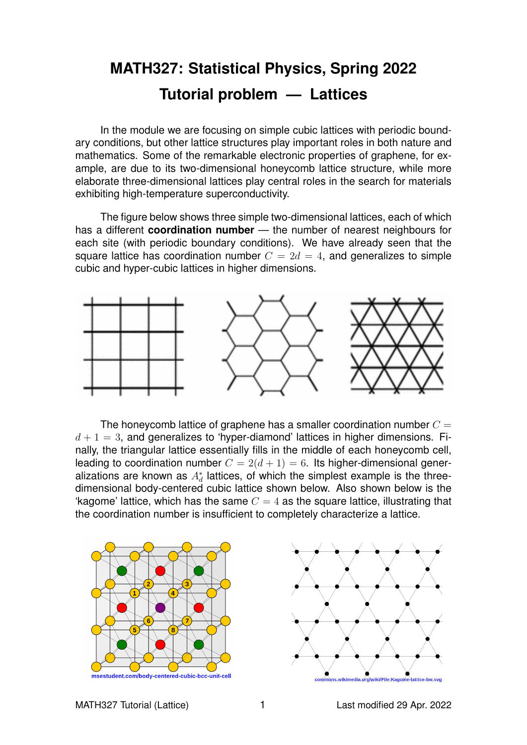# MATH327: Statistical Physics, Spring 2022

## Tutorial problem — Lattices

In the module we are focusing on simple cubic lattices with periodic boundary conditions, but other lattice structures play important roles in both nature and mathematics. Some of the remarkable electronic properties of graphene, for example, are due to its two-dimensional honeycomb lattice structure, while more elaborate three-dimensional lattices play central roles in the search for materials exhibiting high-temperature superconductivity.

The figure below shows three simple two-dimensional lattices, each of which has a different **coordination number** — the number of nearest neighbours for each site (with periodic boundary conditions). We have already seen that the square lattice has coordination number $C = 2d = 4$, and generalizes to simple cubic and hyper-cubic lattices in higher dimensions.

The honeycomb lattice of graphene has a smaller coordination number $C = d + 1 = 3$, and generalizes to 'hyper-diamond' lattices in higher dimensions. Finally, the triangular lattice essentially fills in the middle of each honeycomb cell, leading to coordination number $C = 2(d + 1) = 6$. Its higher-dimensional generalizations are known as $A_d^*$ lattices, of which the simplest example is the three-dimensional body-centered cubic lattice shown below. Also shown below is the 'kagome' lattice, which has the same $C = 4$ as the square lattice, illustrating that the coordination number is insufficient to completely characterize a lattice.

msestudent.com/body-centered-cubic-bcc-unit-cell

commons.wikimedia.org/wiki/File:Kagome-lattice-bw.svg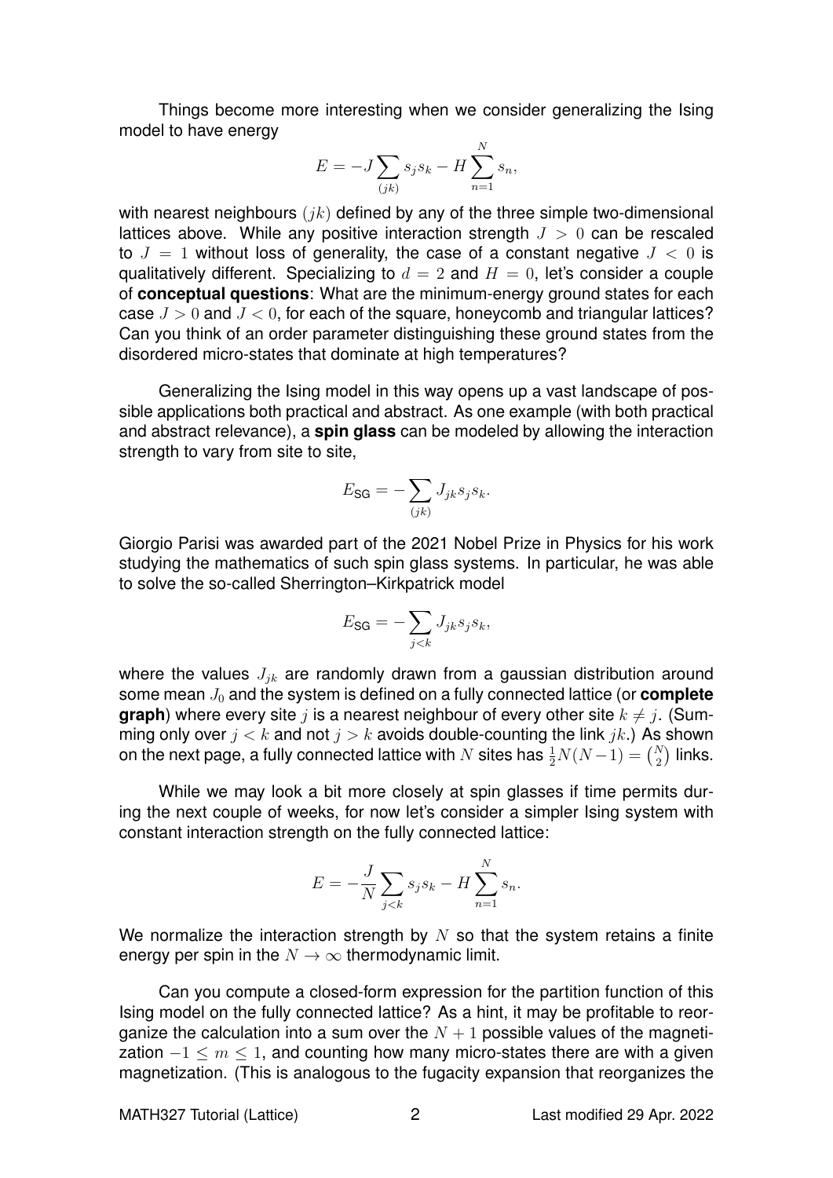Things become more interesting when we consider generalizing the Ising model to have energy

$$E = -J \sum_{(jk)} s_j s_k - H \sum_{n=1}^{N} s_n,$$

with nearest neighbours $(jk)$ defined by any of the three simple two-dimensional lattices above. While any positive interaction strength $J > 0$ can be rescaled to $J = 1$ without loss of generality, the case of a constant negative $J < 0$ is qualitatively different. Specializing to $d = 2$ and $H = 0$, let's consider a couple of **conceptual questions**: What are the minimum-energy ground states for each case $J > 0$ and $J < 0$, for each of the square, honeycomb and triangular lattices? Can you think of an order parameter distinguishing these ground states from the disordered micro-states that dominate at high temperatures?

Generalizing the Ising model in this way opens up a vast landscape of possible applications both practical and abstract. As one example (with both practical and abstract relevance), a **spin glass** can be modeled by allowing the interaction strength to vary from site to site,

$$E_{\text{SG}} = -\sum_{(jk)} J_{jk} s_j s_k.$$

Giorgio Parisi was awarded part of the 2021 Nobel Prize in Physics for his work studying the mathematics of such spin glass systems. In particular, he was able to solve the so-called Sherrington–Kirkpatrick model

$$E_{\text{SG}} = -\sum_{j<k} J_{jk} s_j s_k,$$

where the values $J_{jk}$ are randomly drawn from a gaussian distribution around some mean $J_0$ and the system is defined on a fully connected lattice (or **complete graph**) where every site $j$ is a nearest neighbour of every other site $k \neq j$. (Summing only over $j < k$ and not $j > k$ avoids double-counting the link $jk$.) As shown on the next page, a fully connected lattice with $N$ sites has $\frac{1}{2}N(N-1) = \binom{N}{2}$ links.

While we may look a bit more closely at spin glasses if time permits during the next couple of weeks, for now let's consider a simpler Ising system with constant interaction strength on the fully connected lattice:

$$E = -\frac{J}{N} \sum_{j<k} s_j s_k - H \sum_{n=1}^{N} s_n.$$

We normalize the interaction strength by $N$ so that the system retains a finite energy per spin in the $N \to \infty$ thermodynamic limit.

Can you compute a closed-form expression for the partition function of this Ising model on the fully connected lattice? As a hint, it may be profitable to reorganize the calculation into a sum over the $N + 1$ possible values of the magnetization $-1 \leq m \leq 1$, and counting how many micro-states there are with a given magnetization. (This is analogous to the fugacity expansion that reorganizes the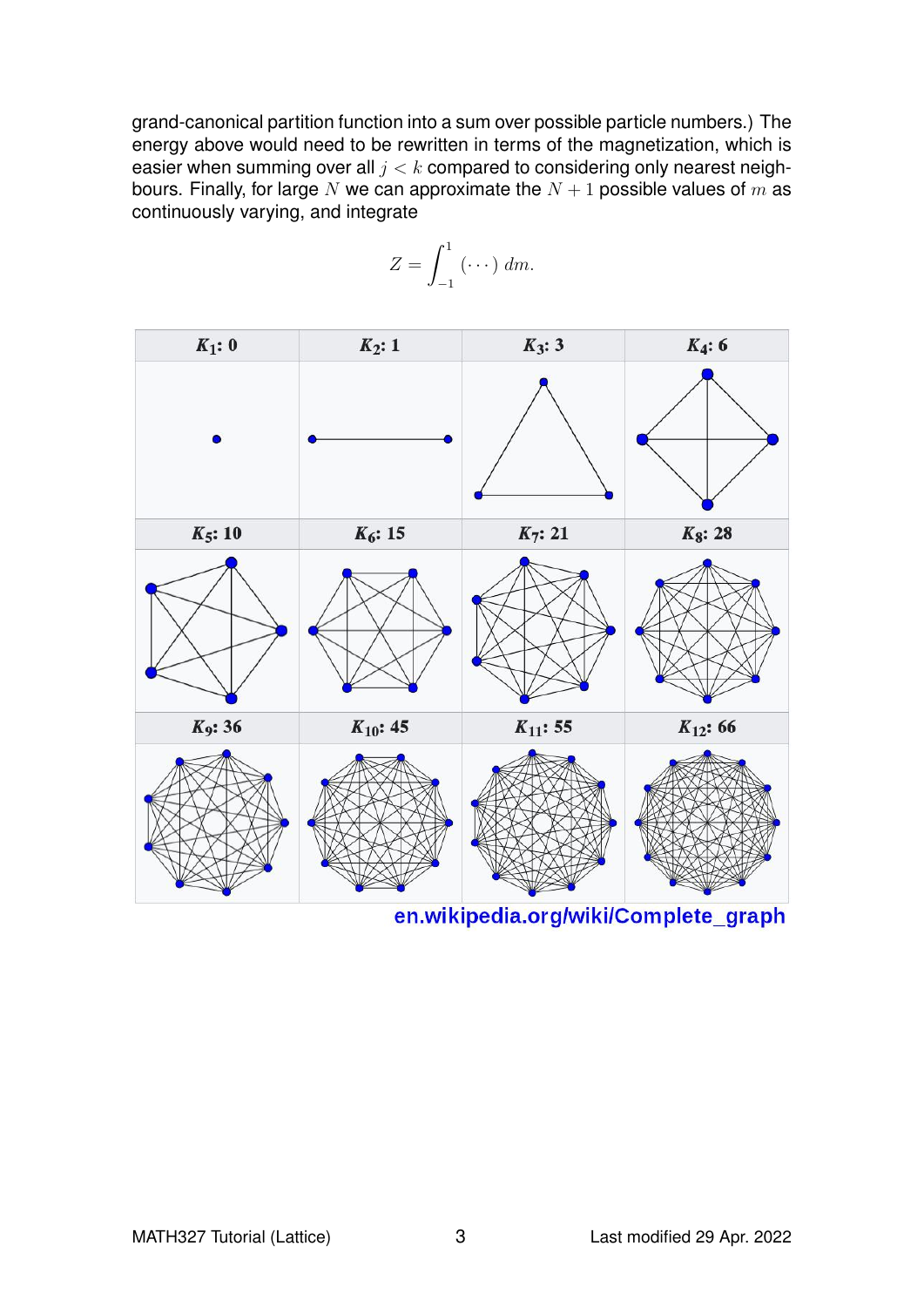grand-canonical partition function into a sum over possible particle numbers.) The energy above would need to be rewritten in terms of the magnetization, which is easier when summing over all $j < k$ compared to considering only nearest neighbours. Finally, for large $N$ we can approximate the $N + 1$ possible values of $m$ as continuously varying, and integrate

$$Z = \int_{-1}^{1} (\cdots)\, dm.$$

$K_1$: 0

$K_2$: 1

$K_3$: 3

$K_4$: 6

$K_5$: 10

$K_6$: 15

$K_7$: 21

$K_8$: 28

$K_9$: 36

$K_{10}$: 45

$K_{11}$: 55

$K_{12}$: 66

en.wikipedia.org/wiki/Complete_graph